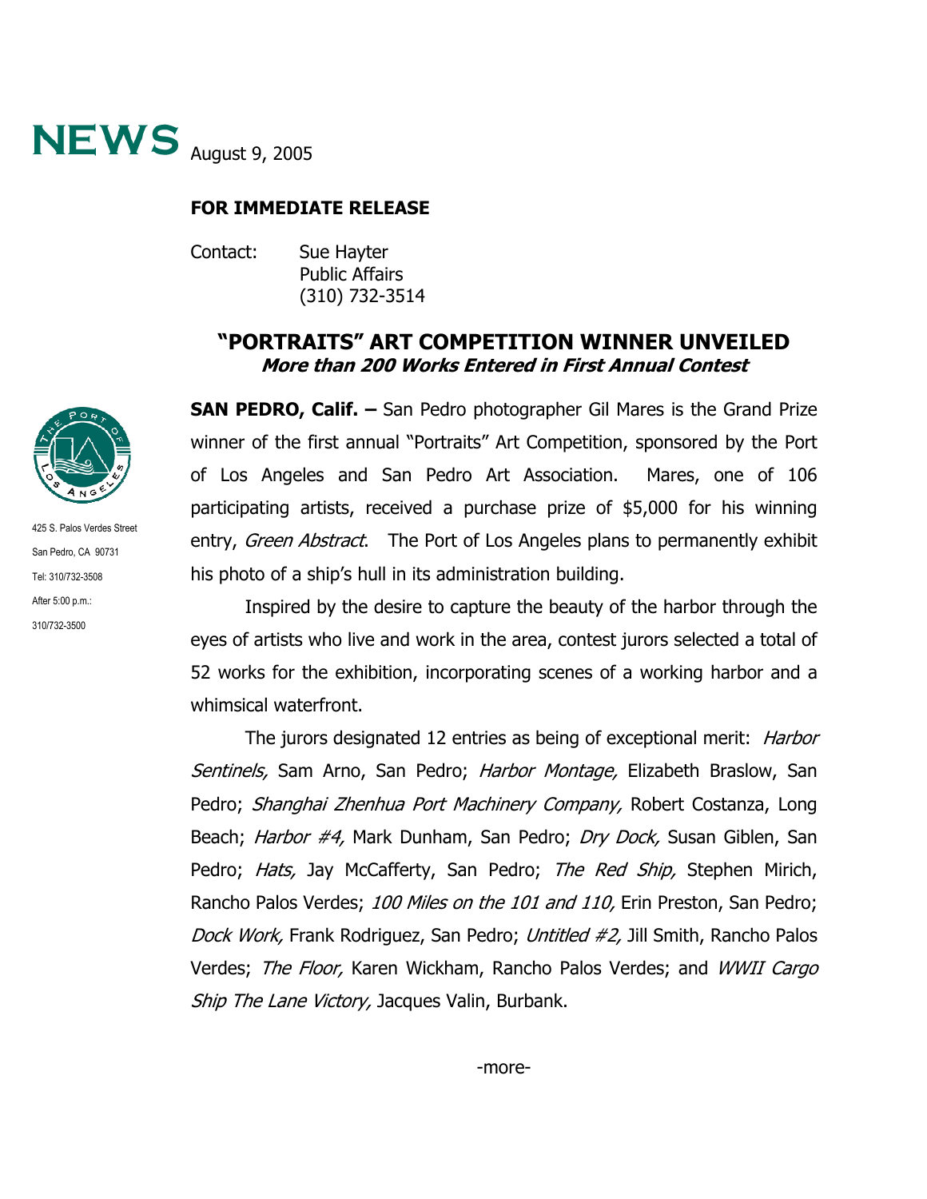# NEWS August 9, 2005

**FOR IMMEDIATE RELEASE**

Contact: Sue Hayter
Public Affairs
(310) 732-3514

425 S. Palos Verdes Street
San Pedro, CA 90731
Tel: 310/732-3508
After 5:00 p.m.:
310/732-3500

## "PORTRAITS" ART COMPETITION WINNER UNVEILED

***More than 200 Works Entered in First Annual Contest***

**SAN PEDRO, Calif. –** San Pedro photographer Gil Mares is the Grand Prize winner of the first annual "Portraits" Art Competition, sponsored by the Port of Los Angeles and San Pedro Art Association. Mares, one of 106 participating artists, received a purchase prize of $5,000 for his winning entry, *Green Abstract*. The Port of Los Angeles plans to permanently exhibit his photo of a ship's hull in its administration building.

Inspired by the desire to capture the beauty of the harbor through the eyes of artists who live and work in the area, contest jurors selected a total of 52 works for the exhibition, incorporating scenes of a working harbor and a whimsical waterfront.

The jurors designated 12 entries as being of exceptional merit: *Harbor Sentinels,* Sam Arno, San Pedro; *Harbor Montage,* Elizabeth Braslow, San Pedro; *Shanghai Zhenhua Port Machinery Company,* Robert Costanza, Long Beach; *Harbor #4,* Mark Dunham, San Pedro; *Dry Dock,* Susan Giblen, San Pedro; *Hats,* Jay McCafferty, San Pedro; *The Red Ship,* Stephen Mirich, Rancho Palos Verdes; *100 Miles on the 101 and 110,* Erin Preston, San Pedro; *Dock Work,* Frank Rodriguez, San Pedro; *Untitled #2,* Jill Smith, Rancho Palos Verdes; *The Floor,* Karen Wickham, Rancho Palos Verdes; and *WWII Cargo Ship The Lane Victory,* Jacques Valin, Burbank.

-more-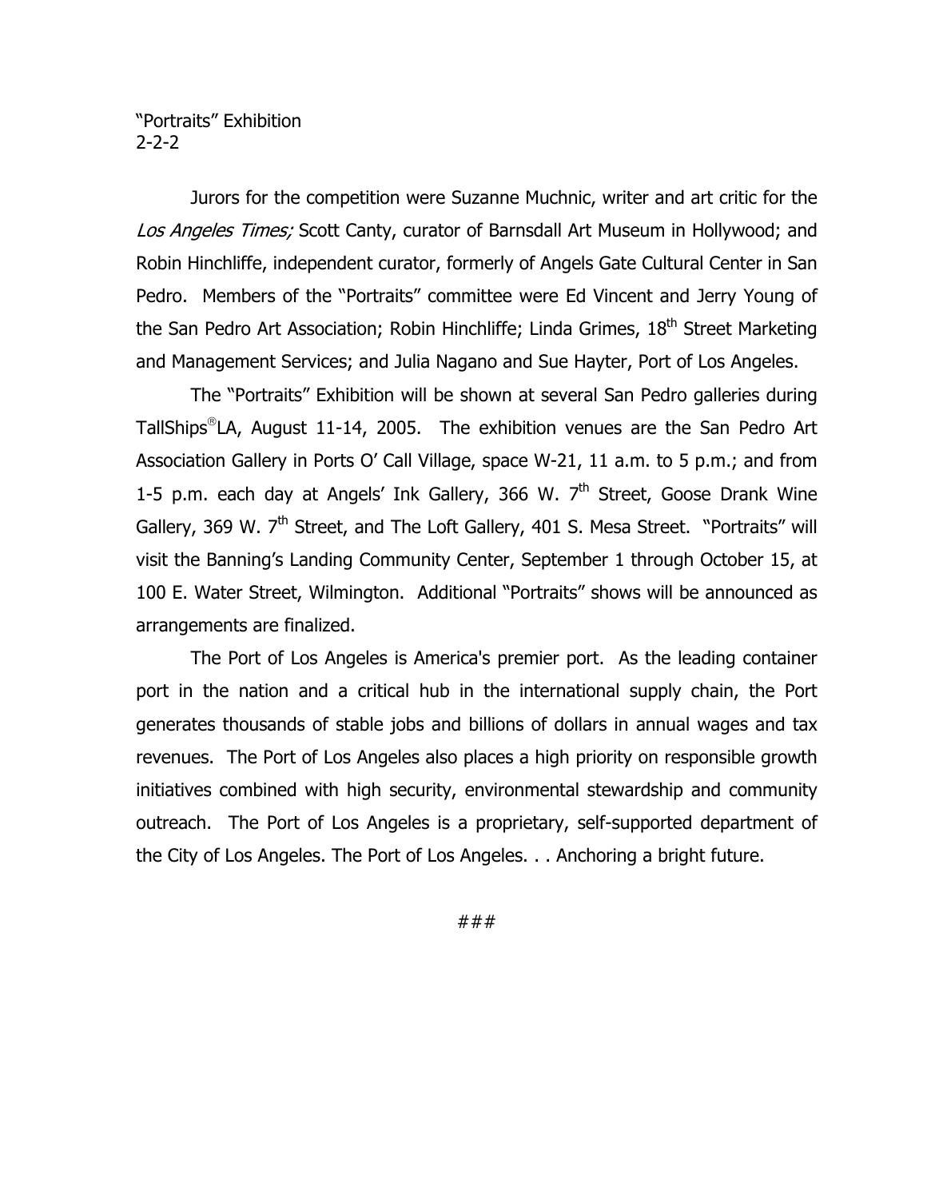Jurors for the competition were Suzanne Muchnic, writer and art critic for the *Los Angeles Times;* Scott Canty, curator of Barnsdall Art Museum in Hollywood; and Robin Hinchliffe, independent curator, formerly of Angels Gate Cultural Center in San Pedro. Members of the "Portraits" committee were Ed Vincent and Jerry Young of the San Pedro Art Association; Robin Hinchliffe; Linda Grimes, 18th Street Marketing and Management Services; and Julia Nagano and Sue Hayter, Port of Los Angeles.

The "Portraits" Exhibition will be shown at several San Pedro galleries during TallShips®LA, August 11-14, 2005. The exhibition venues are the San Pedro Art Association Gallery in Ports O' Call Village, space W-21, 11 a.m. to 5 p.m.; and from 1-5 p.m. each day at Angels' Ink Gallery, 366 W. 7th Street, Goose Drank Wine Gallery, 369 W. 7th Street, and The Loft Gallery, 401 S. Mesa Street. "Portraits" will visit the Banning's Landing Community Center, September 1 through October 15, at 100 E. Water Street, Wilmington. Additional "Portraits" shows will be announced as arrangements are finalized.

The Port of Los Angeles is America's premier port. As the leading container port in the nation and a critical hub in the international supply chain, the Port generates thousands of stable jobs and billions of dollars in annual wages and tax revenues. The Port of Los Angeles also places a high priority on responsible growth initiatives combined with high security, environmental stewardship and community outreach. The Port of Los Angeles is a proprietary, self-supported department of the City of Los Angeles. The Port of Los Angeles. . . Anchoring a bright future.

###